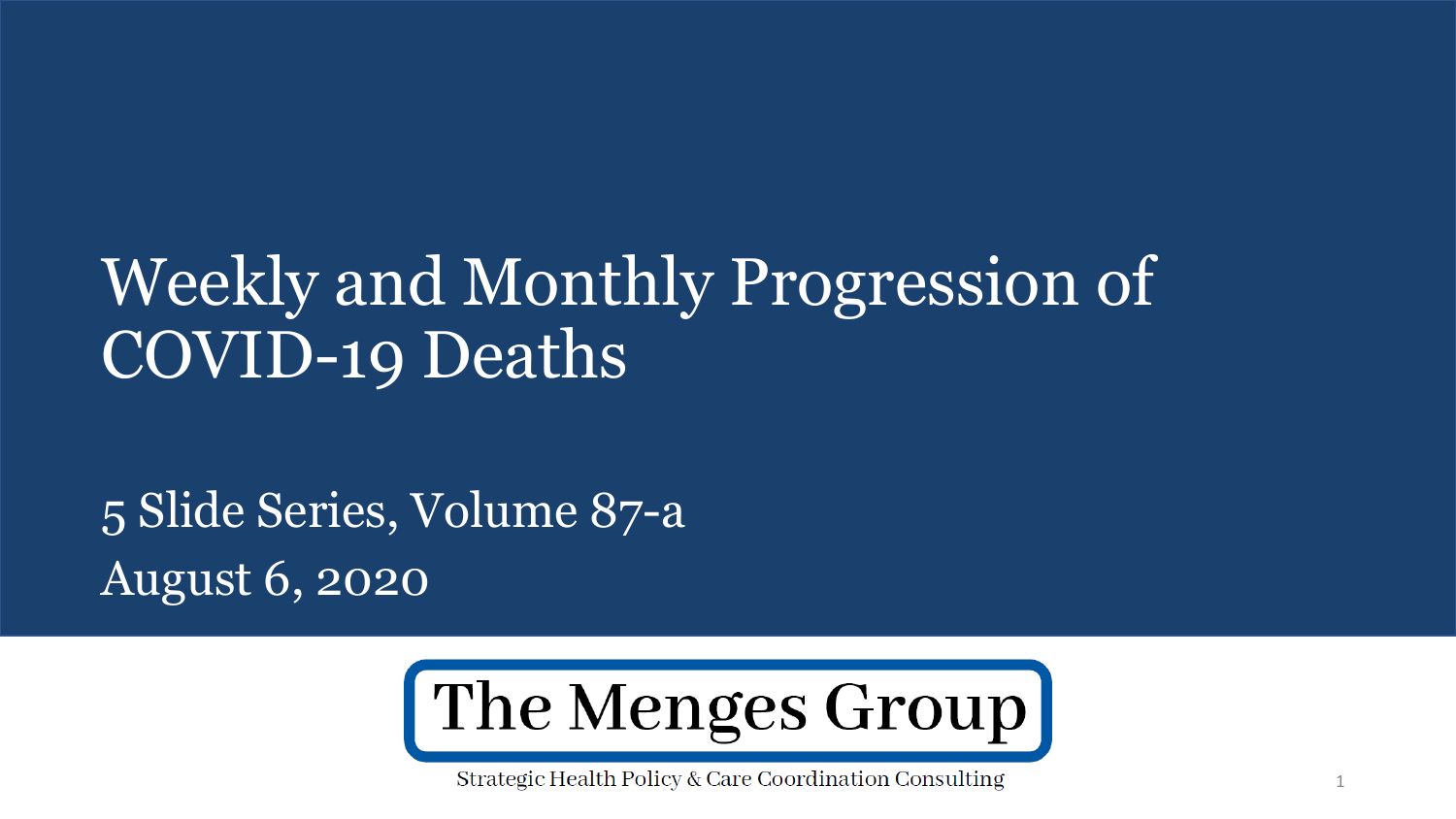# Weekly and Monthly Progression of COVID-19 Deaths

5 Slide Series, Volume 87-a

August 6, 2020

The Menges Group

Strategic Health Policy & Care Coordination Consulting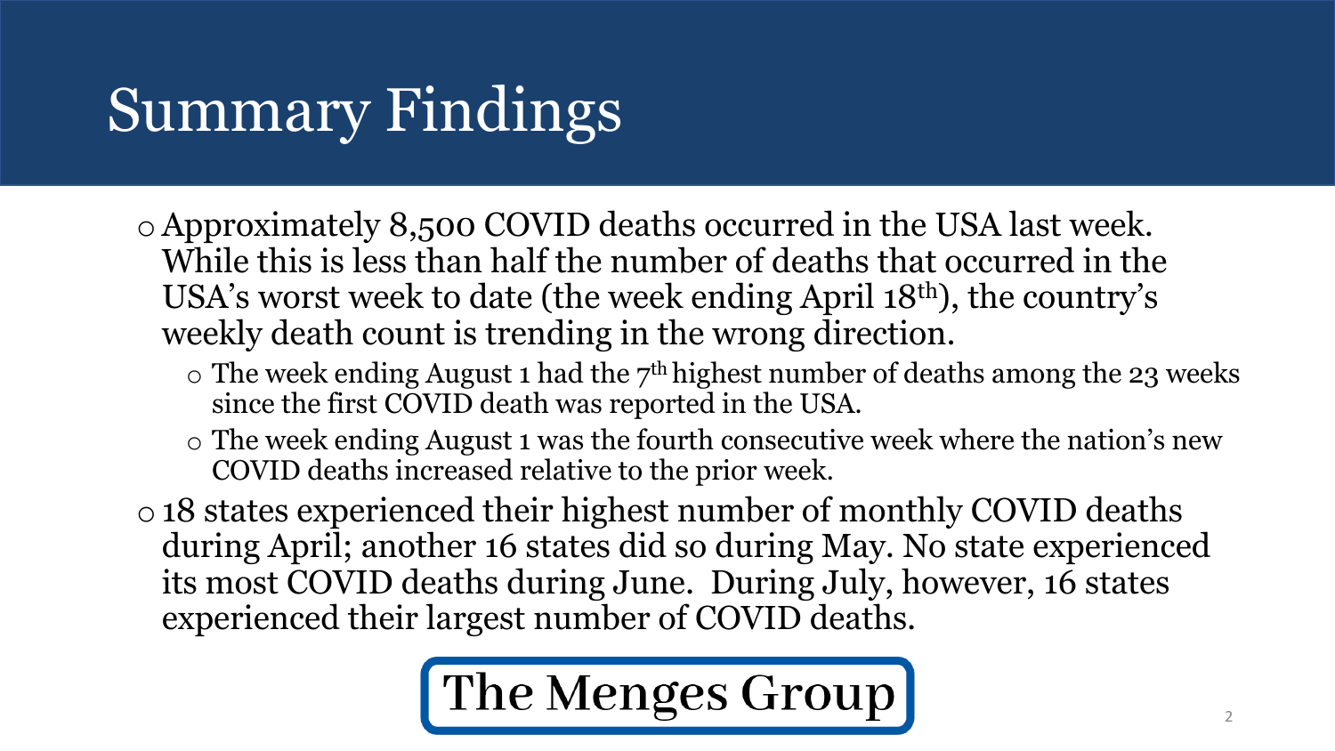# Summary Findings

- Approximately 8,500 COVID deaths occurred in the USA last week. While this is less than half the number of deaths that occurred in the USA's worst week to date (the week ending April 18th), the country's weekly death count is trending in the wrong direction.
  - The week ending August 1 had the 7th highest number of deaths among the 23 weeks since the first COVID death was reported in the USA.
  - The week ending August 1 was the fourth consecutive week where the nation's new COVID deaths increased relative to the prior week.
- 18 states experienced their highest number of monthly COVID deaths during April; another 16 states did so during May. No state experienced its most COVID deaths during June. During July, however, 16 states experienced their largest number of COVID deaths.

**The Menges Group**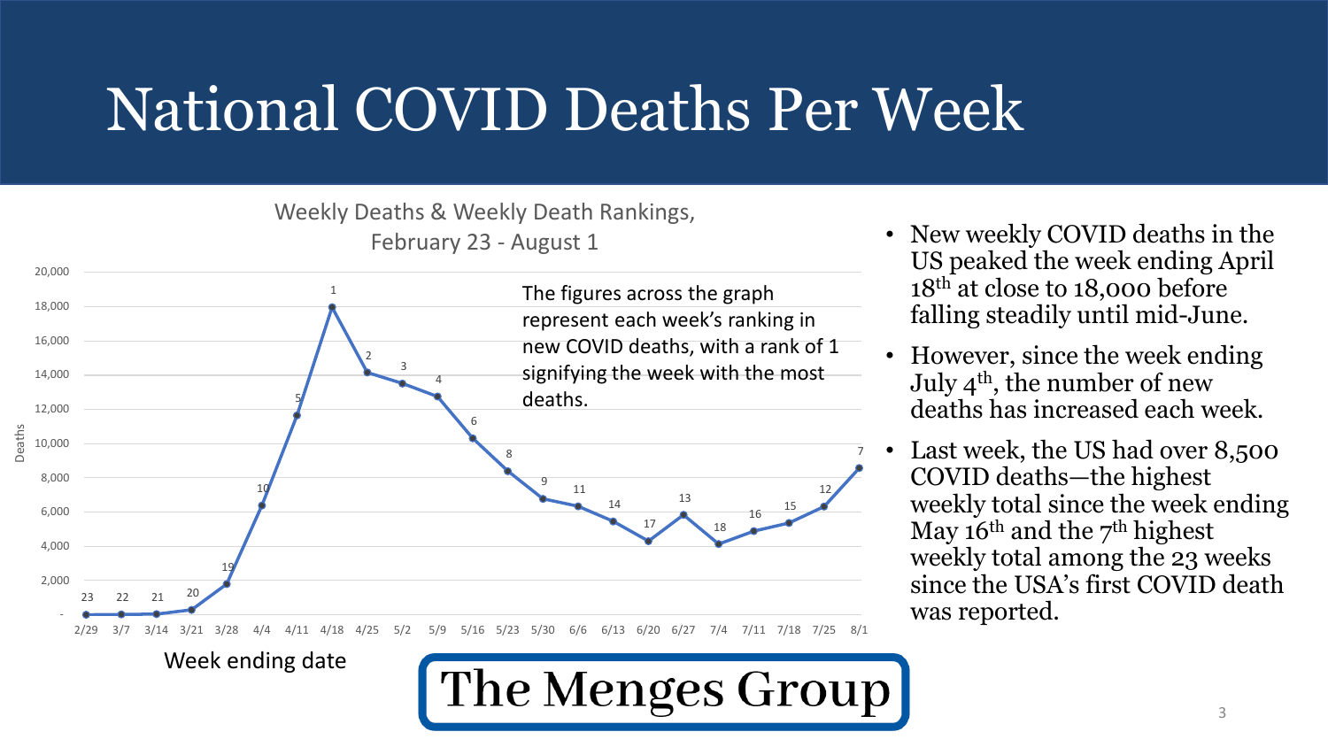# National COVID Deaths Per Week

Weekly Deaths & Weekly Death Rankings, February 23 - August 1

The figures across the graph represent each week's ranking in new COVID deaths, with a rank of 1 signifying the week with the most deaths.

| Week ending date | Rank |
|---|---|
| 2/29 | 23 |
| 3/7 | 22 |
| 3/14 | 21 |
| 3/21 | 20 |
| 3/28 | 19 |
| 4/4 | 10 |
| 4/11 | 5 |
| 4/18 | 1 |
| 4/25 | 2 |
| 5/2 | 3 |
| 5/9 | 4 |
| 5/16 | 6 |
| 5/23 | 8 |
| 5/30 | 9 |
| 6/6 | 11 |
| 6/13 | 14 |
| 6/20 | 17 |
| 6/27 | 13 |
| 7/4 | 18 |
| 7/11 | 16 |
| 7/18 | 15 |
| 7/25 | 12 |
| 8/1 | 7 |

- New weekly COVID deaths in the US peaked the week ending April 18th at close to 18,000 before falling steadily until mid-June.
- However, since the week ending July 4th, the number of new deaths has increased each week.
- Last week, the US had over 8,500 COVID deaths—the highest weekly total since the week ending May 16th and the 7th highest weekly total among the 23 weeks since the USA's first COVID death was reported.

**The Menges Group**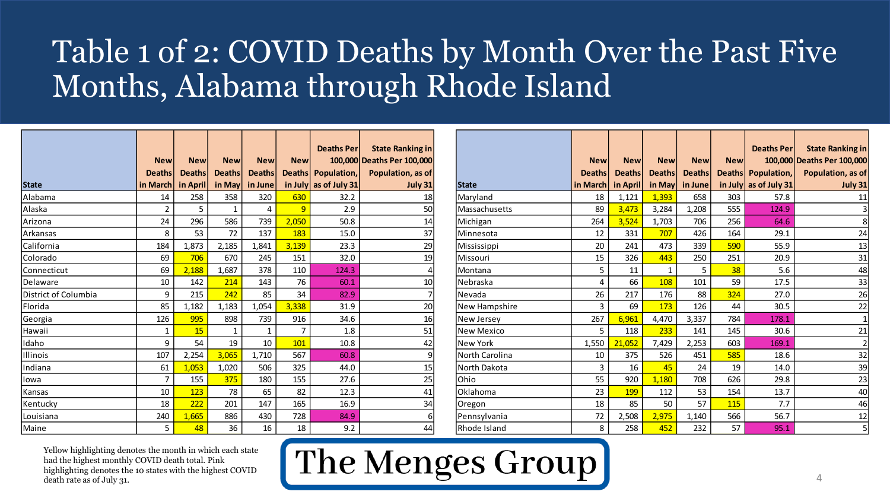# Table 1 of 2: COVID Deaths by Month Over the Past Five Months, Alabama through Rhode Island

| State | New Deaths in March | New Deaths in April | New Deaths in May | New Deaths in June | New Deaths in July | Deaths Per 100,000 Population, as of July 31 | State Ranking in Deaths Per 100,000 Population, as of July 31 |
|---|---|---|---|---|---|---|---|
| Alabama | 14 | 258 | 358 | 320 | 630 | 32.2 | 18 |
| Alaska | 2 | 5 | 1 | 4 | 9 | 2.9 | 50 |
| Arizona | 24 | 296 | 586 | 739 | 2,050 | 50.8 | 14 |
| Arkansas | 8 | 53 | 72 | 137 | 183 | 15.0 | 37 |
| California | 184 | 1,873 | 2,185 | 1,841 | 3,139 | 23.3 | 29 |
| Colorado | 69 | 706 | 670 | 245 | 151 | 32.0 | 19 |
| Connecticut | 69 | 2,188 | 1,687 | 378 | 110 | 124.3 | 4 |
| Delaware | 10 | 142 | 214 | 143 | 76 | 60.1 | 10 |
| District of Columbia | 9 | 215 | 242 | 85 | 34 | 82.9 | 7 |
| Florida | 85 | 1,182 | 1,183 | 1,054 | 3,338 | 31.9 | 20 |
| Georgia | 126 | 995 | 898 | 739 | 916 | 34.6 | 16 |
| Hawaii | 1 | 15 | 1 | 1 | 7 | 1.8 | 51 |
| Idaho | 9 | 54 | 19 | 10 | 101 | 10.8 | 42 |
| Illinois | 107 | 2,254 | 3,065 | 1,710 | 567 | 60.8 | 9 |
| Indiana | 61 | 1,053 | 1,020 | 506 | 325 | 44.0 | 15 |
| Iowa | 7 | 155 | 375 | 180 | 155 | 27.6 | 25 |
| Kansas | 10 | 123 | 78 | 65 | 82 | 12.3 | 41 |
| Kentucky | 18 | 222 | 201 | 147 | 165 | 16.9 | 34 |
| Louisiana | 240 | 1,665 | 886 | 430 | 728 | 84.9 | 6 |
| Maine | 5 | 48 | 36 | 16 | 18 | 9.2 | 44 |
| Maryland | 18 | 1,121 | 1,393 | 658 | 303 | 57.8 | 11 |
| Massachusetts | 89 | 3,473 | 3,284 | 1,208 | 555 | 124.9 | 3 |
| Michigan | 264 | 3,524 | 1,703 | 706 | 256 | 64.6 | 8 |
| Minnesota | 12 | 331 | 707 | 426 | 164 | 29.1 | 24 |
| Mississippi | 20 | 241 | 473 | 339 | 590 | 55.9 | 13 |
| Missouri | 15 | 326 | 443 | 250 | 251 | 20.9 | 31 |
| Montana | 5 | 11 | 1 | 5 | 38 | 5.6 | 48 |
| Nebraska | 4 | 66 | 108 | 101 | 59 | 17.5 | 33 |
| Nevada | 26 | 217 | 176 | 88 | 324 | 27.0 | 26 |
| New Hampshire | 3 | 69 | 173 | 126 | 44 | 30.5 | 22 |
| New Jersey | 267 | 6,961 | 4,470 | 3,337 | 784 | 178.1 | 1 |
| New Mexico | 5 | 118 | 233 | 141 | 145 | 30.6 | 21 |
| New York | 1,550 | 21,052 | 7,429 | 2,253 | 603 | 169.1 | 2 |
| North Carolina | 10 | 375 | 526 | 451 | 585 | 18.6 | 32 |
| North Dakota | 3 | 16 | 45 | 24 | 19 | 14.0 | 39 |
| Ohio | 55 | 920 | 1,180 | 708 | 626 | 29.8 | 23 |
| Oklahoma | 23 | 199 | 112 | 53 | 154 | 13.7 | 40 |
| Oregon | 18 | 85 | 50 | 57 | 115 | 7.7 | 46 |
| Pennsylvania | 72 | 2,508 | 2,975 | 1,140 | 566 | 56.7 | 12 |
| Rhode Island | 8 | 258 | 452 | 232 | 57 | 95.1 | 5 |

Yellow highlighting denotes the month in which each state had the highest monthly COVID death total. Pink highlighting denotes the 10 states with the highest COVID death rate as of July 31.

**The Menges Group**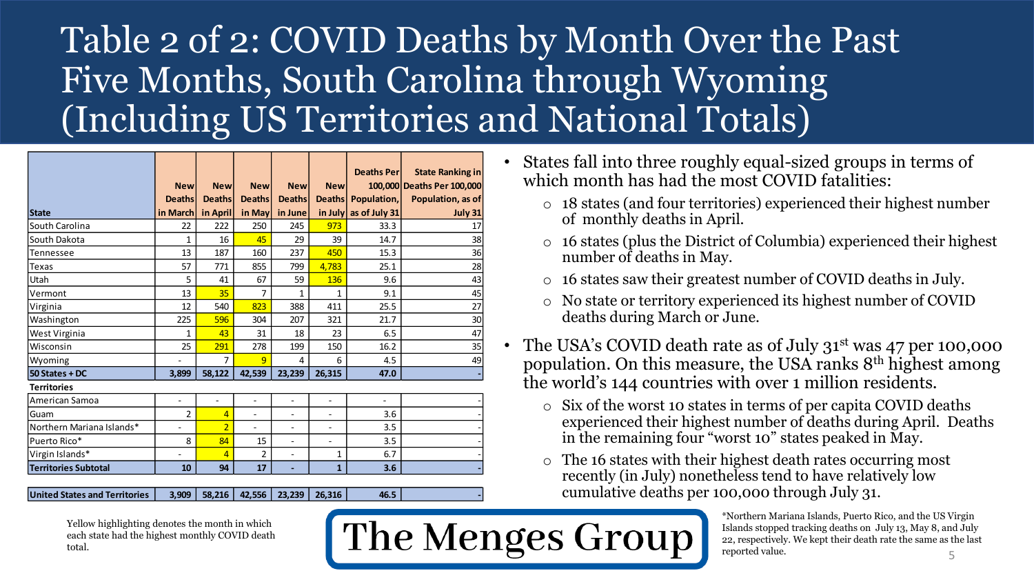# Table 2 of 2: COVID Deaths by Month Over the Past Five Months, South Carolina through Wyoming (Including US Territories and National Totals)

| State | New Deaths in March | New Deaths in April | New Deaths in May | New Deaths in June | New Deaths in July | Deaths Per 100,000 Population, as of July 31 | State Ranking in Deaths Per 100,000 Population, as of July 31 |
|---|---|---|---|---|---|---|---|
| South Carolina | 22 | 222 | 250 | 245 | 973 | 33.3 | 17 |
| South Dakota | 1 | 16 | 45 | 29 | 39 | 14.7 | 38 |
| Tennessee | 13 | 187 | 160 | 237 | 450 | 15.3 | 36 |
| Texas | 57 | 771 | 855 | 799 | 4,783 | 25.1 | 28 |
| Utah | 5 | 41 | 67 | 59 | 136 | 9.6 | 43 |
| Vermont | 13 | 35 | 7 | 1 | 1 | 9.1 | 45 |
| Virginia | 12 | 540 | 823 | 388 | 411 | 25.5 | 27 |
| Washington | 225 | 596 | 304 | 207 | 321 | 21.7 | 30 |
| West Virginia | 1 | 43 | 31 | 18 | 23 | 6.5 | 47 |
| Wisconsin | 25 | 291 | 278 | 199 | 150 | 16.2 | 35 |
| Wyoming | - | 7 | 9 | 4 | 6 | 4.5 | 49 |
| **50 States + DC** | **3,899** | **58,122** | **42,539** | **23,239** | **26,315** | **47.0** | **-** |
| **Territories** | | | | | | | |
| American Samoa | - | - | - | - | - | - | - |
| Guam | 2 | 4 | - | - | - | 3.6 | - |
| Northern Mariana Islands* | - | 2 | - | - | - | 3.5 | - |
| Puerto Rico* | 8 | 84 | 15 | - | - | 3.5 | - |
| Virgin Islands* | - | 4 | 2 | - | 1 | 6.7 | - |
| **Territories Subtotal** | **10** | **94** | **17** | **-** | **1** | **3.6** | **-** |
| **United States and Territories** | **3,909** | **58,216** | **42,556** | **23,239** | **26,316** | **46.5** | **-** |

Yellow highlighting denotes the month in which each state had the highest monthly COVID death total.

- States fall into three roughly equal-sized groups in terms of which month has had the most COVID fatalities:
  - 18 states (and four territories) experienced their highest number of monthly deaths in April.
  - 16 states (plus the District of Columbia) experienced their highest number of deaths in May.
  - 16 states saw their greatest number of COVID deaths in July.
  - No state or territory experienced its highest number of COVID deaths during March or June.
- The USA's COVID death rate as of July 31st was 47 per 100,000 population. On this measure, the USA ranks 8th highest among the world's 144 countries with over 1 million residents.
  - Six of the worst 10 states in terms of per capita COVID deaths experienced their highest number of deaths during April. Deaths in the remaining four "worst 10" states peaked in May.
  - The 16 states with their highest death rates occurring most recently (in July) nonetheless tend to have relatively low cumulative deaths per 100,000 through July 31.

The Menges Group

*Northern Mariana Islands, Puerto Rico, and the US Virgin Islands stopped tracking deaths on July 13, May 8, and July 22, respectively. We kept their death rate the same as the last reported value.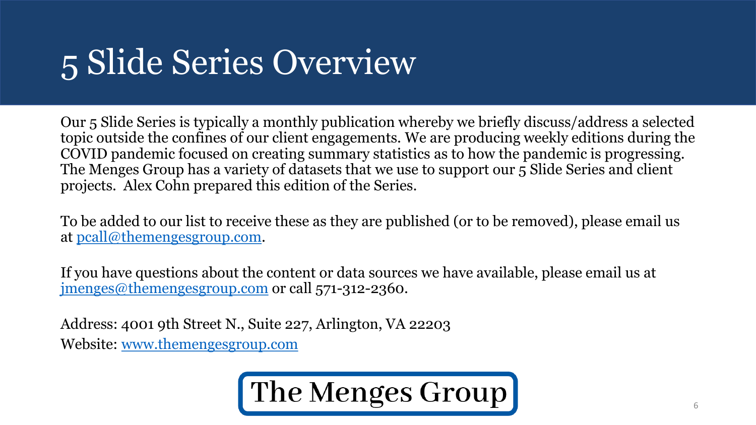# 5 Slide Series Overview

Our 5 Slide Series is typically a monthly publication whereby we briefly discuss/address a selected topic outside the confines of our client engagements. We are producing weekly editions during the COVID pandemic focused on creating summary statistics as to how the pandemic is progressing. The Menges Group has a variety of datasets that we use to support our 5 Slide Series and client projects. Alex Cohn prepared this edition of the Series.

To be added to our list to receive these as they are published (or to be removed), please email us at pcall@themengesgroup.com.

If you have questions about the content or data sources we have available, please email us at jmenges@themengesgroup.com or call 571-312-2360.

Address: 4001 9th Street N., Suite 227, Arlington, VA 22203

Website: www.themengesgroup.com

The Menges Group